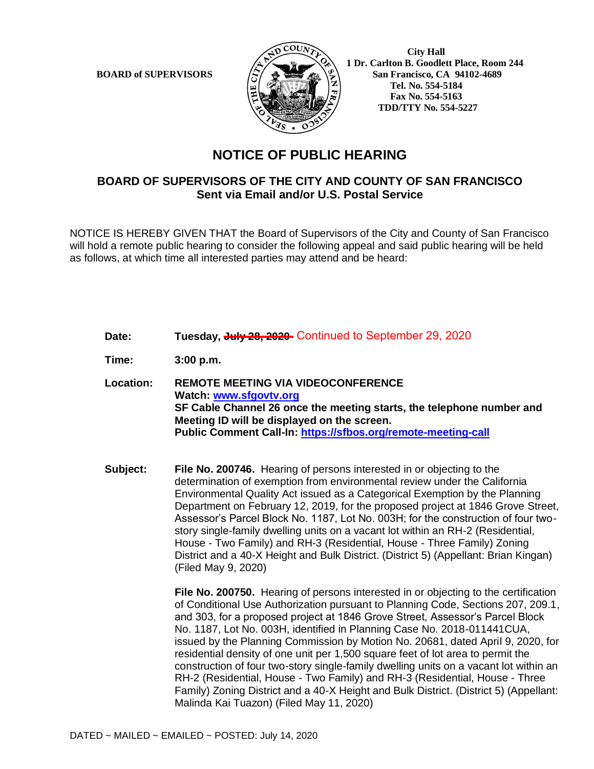**BOARD of SUPERVISORS**

**City Hall**
**1 Dr. Carlton B. Goodlett Place, Room 244**
**San Francisco, CA 94102-4689**
**Tel. No. 554-5184**
**Fax No. 554-5163**
**TDD/TTY No. 554-5227**

# NOTICE OF PUBLIC HEARING

## BOARD OF SUPERVISORS OF THE CITY AND COUNTY OF SAN FRANCISCO
**Sent via Email and/or U.S. Postal Service**

NOTICE IS HEREBY GIVEN THAT the Board of Supervisors of the City and County of San Francisco will hold a remote public hearing to consider the following appeal and said public hearing will be held as follows, at which time all interested parties may attend and be heard:

**Date:** **Tuesday, ~~July 28, 2020~~** Continued to September 29, 2020

**Time:** **3:00 p.m.**

**Location:** **REMOTE MEETING VIA VIDEOCONFERENCE**
**Watch: www.sfgovtv.org**
**SF Cable Channel 26 once the meeting starts, the telephone number and Meeting ID will be displayed on the screen.**
**Public Comment Call-In: https://sfbos.org/remote-meeting-call**

**Subject:** **File No. 200746.** Hearing of persons interested in or objecting to the determination of exemption from environmental review under the California Environmental Quality Act issued as a Categorical Exemption by the Planning Department on February 12, 2019, for the proposed project at 1846 Grove Street, Assessor's Parcel Block No. 1187, Lot No. 003H; for the construction of four two-story single-family dwelling units on a vacant lot within an RH-2 (Residential, House - Two Family) and RH-3 (Residential, House - Three Family) Zoning District and a 40-X Height and Bulk District. (District 5) (Appellant: Brian Kingan) (Filed May 9, 2020)

**File No. 200750.** Hearing of persons interested in or objecting to the certification of Conditional Use Authorization pursuant to Planning Code, Sections 207, 209.1, and 303, for a proposed project at 1846 Grove Street, Assessor's Parcel Block No. 1187, Lot No. 003H, identified in Planning Case No. 2018-011441CUA, issued by the Planning Commission by Motion No. 20681, dated April 9, 2020, for residential density of one unit per 1,500 square feet of lot area to permit the construction of four two-story single-family dwelling units on a vacant lot within an RH-2 (Residential, House - Two Family) and RH-3 (Residential, House - Three Family) Zoning District and a 40-X Height and Bulk District. (District 5) (Appellant: Malinda Kai Tuazon) (Filed May 11, 2020)

DATED ~ MAILED ~ EMAILED ~ POSTED: July 14, 2020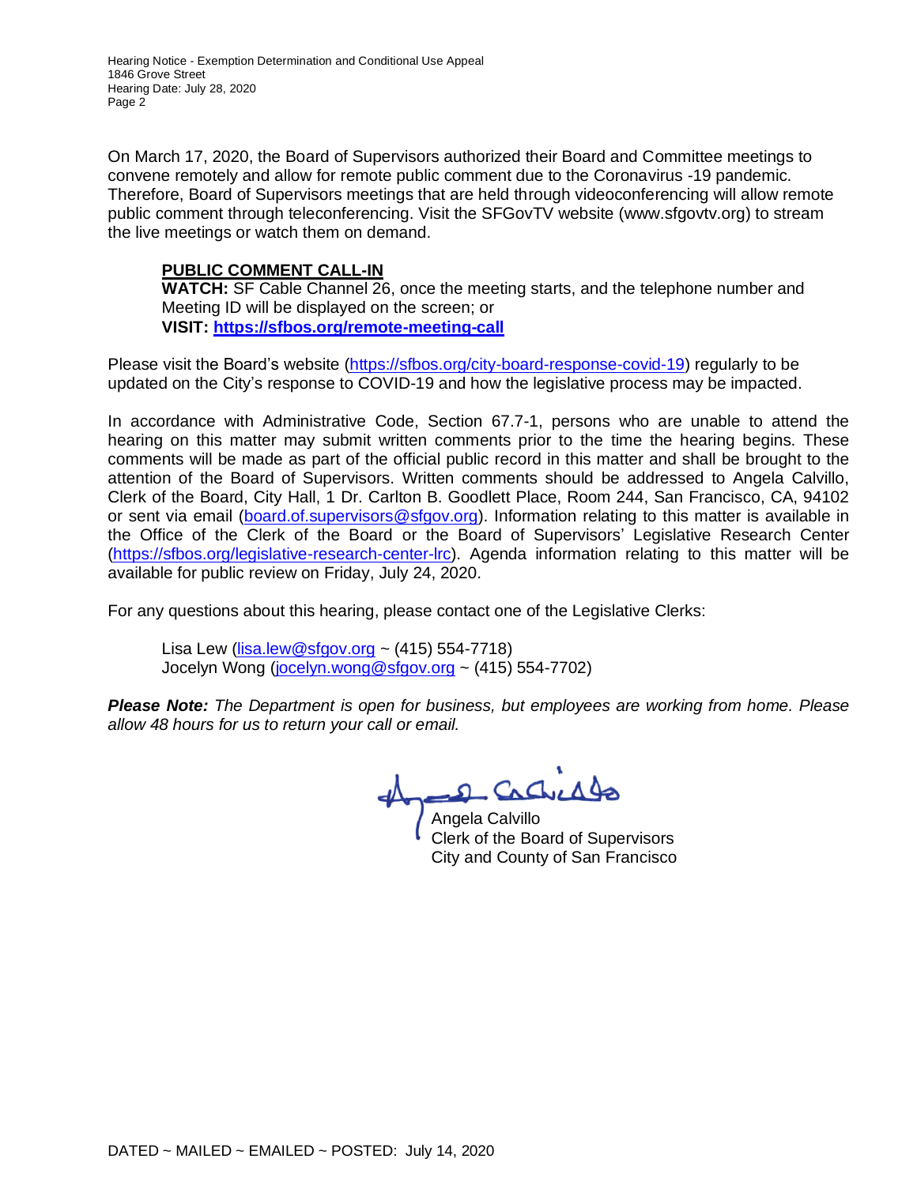On March 17, 2020, the Board of Supervisors authorized their Board and Committee meetings to convene remotely and allow for remote public comment due to the Coronavirus -19 pandemic. Therefore, Board of Supervisors meetings that are held through videoconferencing will allow remote public comment through teleconferencing. Visit the SFGovTV website (www.sfgovtv.org) to stream the live meetings or watch them on demand.

**PUBLIC COMMENT CALL-IN**
**WATCH:** SF Cable Channel 26, once the meeting starts, and the telephone number and Meeting ID will be displayed on the screen; or
**VISIT: https://sfbos.org/remote-meeting-call**

Please visit the Board's website (https://sfbos.org/city-board-response-covid-19) regularly to be updated on the City's response to COVID-19 and how the legislative process may be impacted.

In accordance with Administrative Code, Section 67.7-1, persons who are unable to attend the hearing on this matter may submit written comments prior to the time the hearing begins. These comments will be made as part of the official public record in this matter and shall be brought to the attention of the Board of Supervisors. Written comments should be addressed to Angela Calvillo, Clerk of the Board, City Hall, 1 Dr. Carlton B. Goodlett Place, Room 244, San Francisco, CA, 94102 or sent via email (board.of.supervisors@sfgov.org). Information relating to this matter is available in the Office of the Clerk of the Board or the Board of Supervisors' Legislative Research Center (https://sfbos.org/legislative-research-center-lrc). Agenda information relating to this matter will be available for public review on Friday, July 24, 2020.

For any questions about this hearing, please contact one of the Legislative Clerks:

Lisa Lew (lisa.lew@sfgov.org ~ (415) 554-7718)
Jocelyn Wong (jocelyn.wong@sfgov.org ~ (415) 554-7702)

***Please Note:*** *The Department is open for business, but employees are working from home. Please allow 48 hours for us to return your call or email.*

Angela Calvillo
Clerk of the Board of Supervisors
City and County of San Francisco

DATED ~ MAILED ~ EMAILED ~ POSTED: July 14, 2020